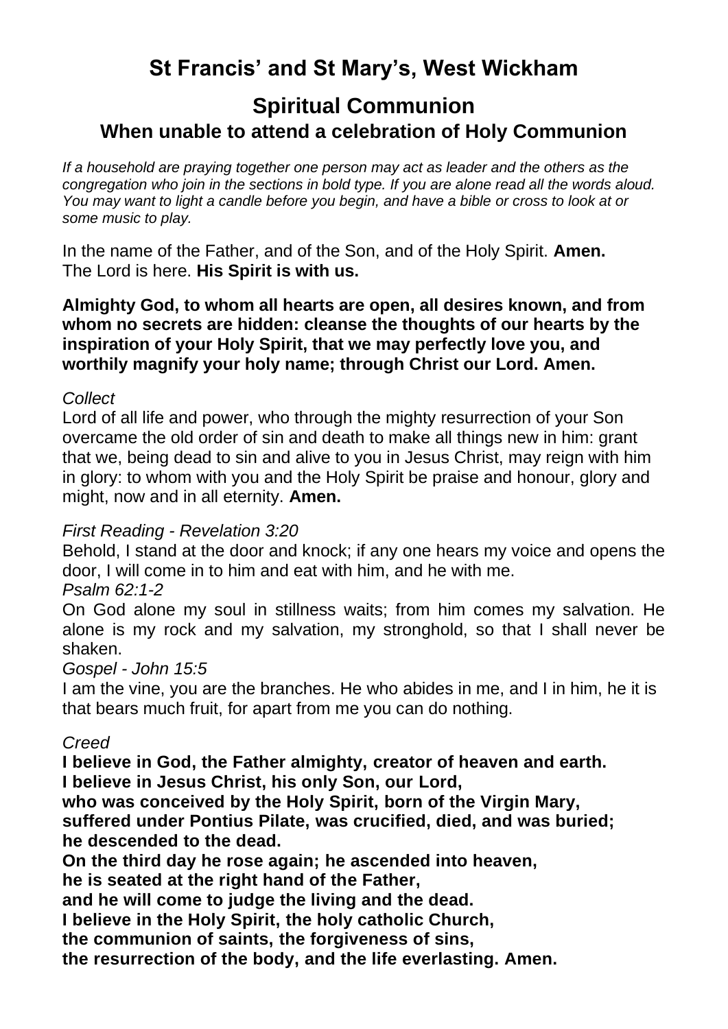# St Francis' and St Mary's, West Wickham

## Spiritual Communion

### When unable to attend a celebration of Holy Communion

*If a household are praying together one person may act as leader and the others as the congregation who join in the sections in bold type. If you are alone read all the words aloud. You may want to light a candle before you begin, and have a bible or cross to look at or some music to play.*

In the name of the Father, and of the Son, and of the Holy Spirit. **Amen.**
The Lord is here. **His Spirit is with us.**

**Almighty God, to whom all hearts are open, all desires known, and from whom no secrets are hidden: cleanse the thoughts of our hearts by the inspiration of your Holy Spirit, that we may perfectly love you, and worthily magnify your holy name; through Christ our Lord. Amen.**

*Collect*
Lord of all life and power, who through the mighty resurrection of your Son overcame the old order of sin and death to make all things new in him: grant that we, being dead to sin and alive to you in Jesus Christ, may reign with him in glory: to whom with you and the Holy Spirit be praise and honour, glory and might, now and in all eternity. **Amen.**

*First Reading - Revelation 3:20*
Behold, I stand at the door and knock; if any one hears my voice and opens the door, I will come in to him and eat with him, and he with me.
*Psalm 62:1-2*
On God alone my soul in stillness waits; from him comes my salvation. He alone is my rock and my salvation, my stronghold, so that I shall never be shaken.
*Gospel - John 15:5*
I am the vine, you are the branches. He who abides in me, and I in him, he it is that bears much fruit, for apart from me you can do nothing.

*Creed*
**I believe in God, the Father almighty, creator of heaven and earth.**
**I believe in Jesus Christ, his only Son, our Lord,**
**who was conceived by the Holy Spirit, born of the Virgin Mary,**
**suffered under Pontius Pilate, was crucified, died, and was buried;**
**he descended to the dead.**
**On the third day he rose again; he ascended into heaven,**
**he is seated at the right hand of the Father,**
**and he will come to judge the living and the dead.**
**I believe in the Holy Spirit, the holy catholic Church,**
**the communion of saints, the forgiveness of sins,**
**the resurrection of the body, and the life everlasting. Amen.**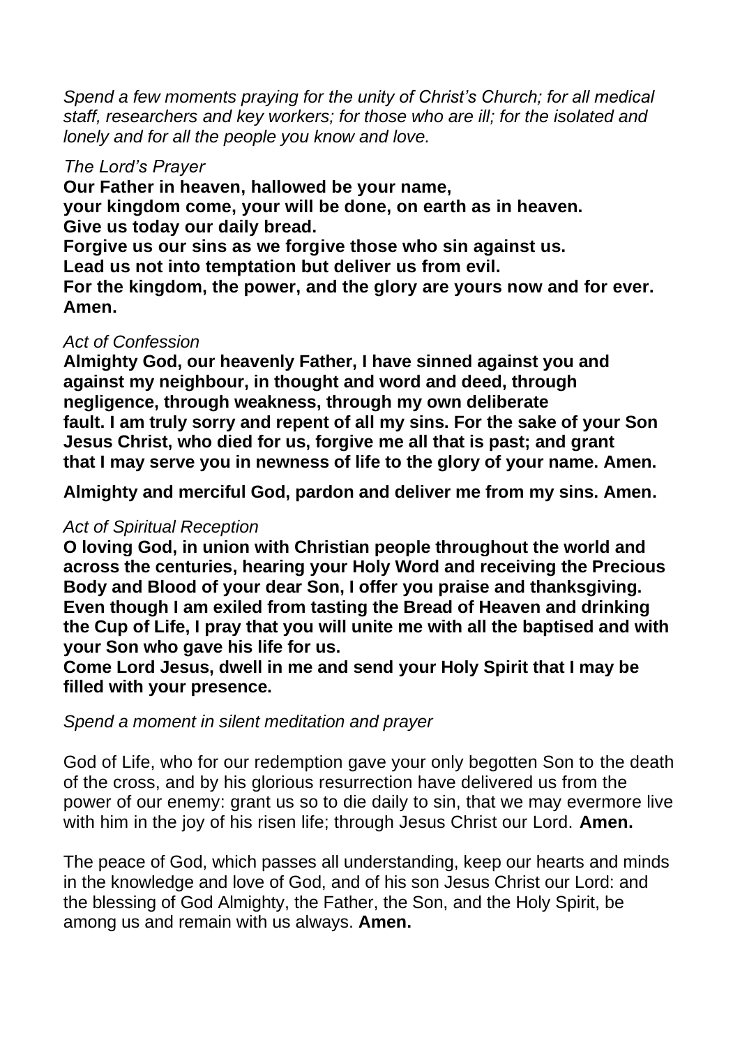*Spend a few moments praying for the unity of Christ's Church; for all medical staff, researchers and key workers; for those who are ill; for the isolated and lonely and for all the people you know and love.*

*The Lord's Prayer*

**Our Father in heaven, hallowed be your name,**
**your kingdom come, your will be done, on earth as in heaven.**
**Give us today our daily bread.**
**Forgive us our sins as we forgive those who sin against us.**
**Lead us not into temptation but deliver us from evil.**
**For the kingdom, the power, and the glory are yours now and for ever. Amen.**

*Act of Confession*

**Almighty God, our heavenly Father, I have sinned against you and against my neighbour, in thought and word and deed, through negligence, through weakness, through my own deliberate fault. I am truly sorry and repent of all my sins. For the sake of your Son Jesus Christ, who died for us, forgive me all that is past; and grant that I may serve you in newness of life to the glory of your name. Amen.**

**Almighty and merciful God, pardon and deliver me from my sins. Amen.**

*Act of Spiritual Reception*

**O loving God, in union with Christian people throughout the world and across the centuries, hearing your Holy Word and receiving the Precious Body and Blood of your dear Son, I offer you praise and thanksgiving. Even though I am exiled from tasting the Bread of Heaven and drinking the Cup of Life, I pray that you will unite me with all the baptised and with your Son who gave his life for us.**
**Come Lord Jesus, dwell in me and send your Holy Spirit that I may be filled with your presence.**

*Spend a moment in silent meditation and prayer*

God of Life, who for our redemption gave your only begotten Son to the death of the cross, and by his glorious resurrection have delivered us from the power of our enemy: grant us so to die daily to sin, that we may evermore live with him in the joy of his risen life; through Jesus Christ our Lord. **Amen.**

The peace of God, which passes all understanding, keep our hearts and minds in the knowledge and love of God, and of his son Jesus Christ our Lord: and the blessing of God Almighty, the Father, the Son, and the Holy Spirit, be among us and remain with us always. **Amen.**